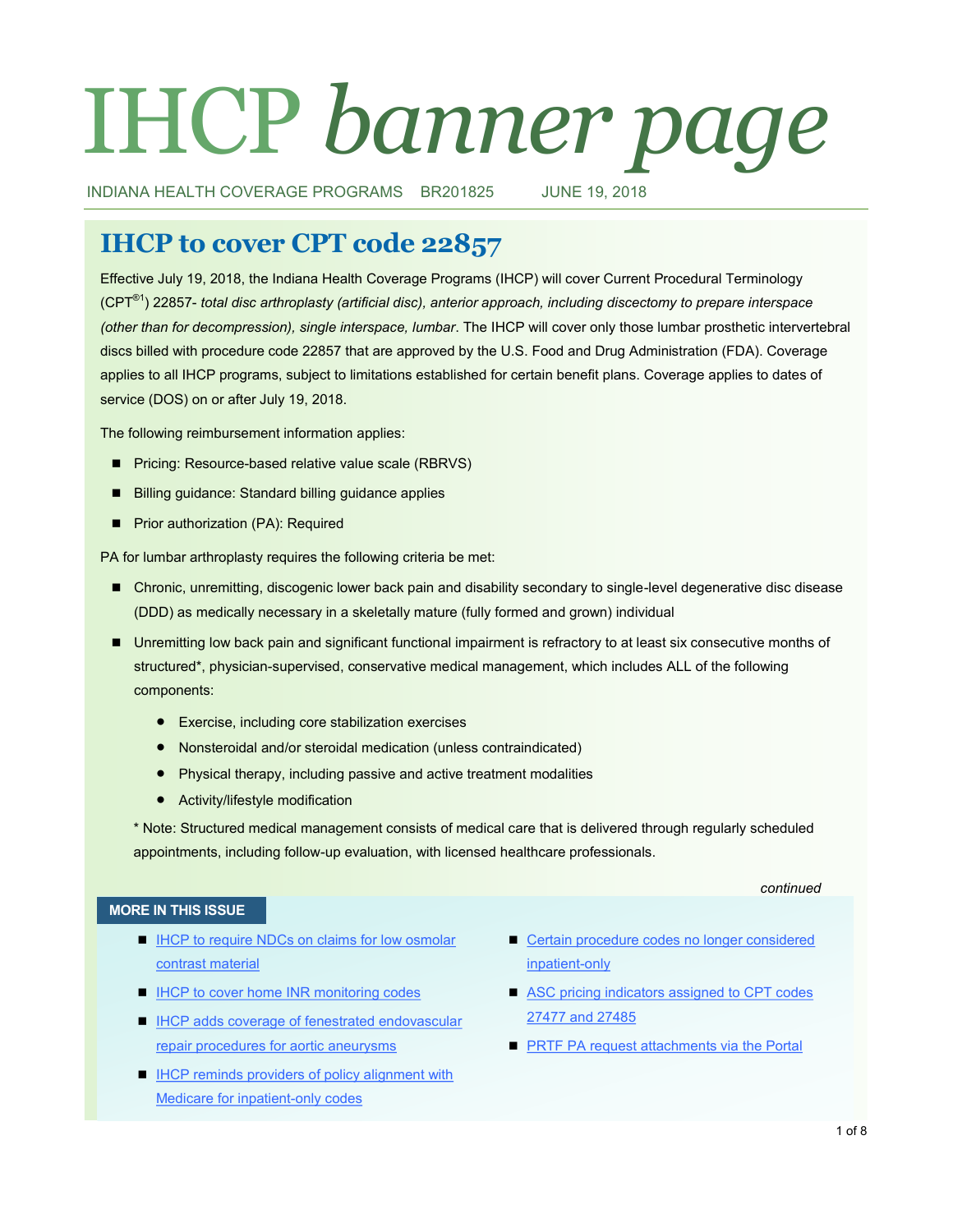# IHCP *banner page*

INDIANA HEALTH COVERAGE PROGRAMS BR201825 JUNE 19, 2018

## IHCP to cover CPT code 22857

Effective July 19, 2018, the Indiana Health Coverage Programs (IHCP) will cover Current Procedural Terminology (CPT®[1]) 22857- *total disc arthroplasty (artificial disc), anterior approach, including discectomy to prepare interspace (other than for decompression), single interspace, lumbar*. The IHCP will cover only those lumbar prosthetic intervertebral discs billed with procedure code 22857 that are approved by the U.S. Food and Drug Administration (FDA). Coverage applies to all IHCP programs, subject to limitations established for certain benefit plans. Coverage applies to dates of service (DOS) on or after July 19, 2018.

The following reimbursement information applies:

- Pricing: Resource-based relative value scale (RBRVS)
- Billing guidance: Standard billing guidance applies
- Prior authorization (PA): Required

PA for lumbar arthroplasty requires the following criteria be met:

- Chronic, unremitting, discogenic lower back pain and disability secondary to single-level degenerative disc disease (DDD) as medically necessary in a skeletally mature (fully formed and grown) individual
- Unremitting low back pain and significant functional impairment is refractory to at least six consecutive months of structured*, physician-supervised, conservative medical management, which includes ALL of the following components:
  - Exercise, including core stabilization exercises
  - Nonsteroidal and/or steroidal medication (unless contraindicated)
  - Physical therapy, including passive and active treatment modalities
  - Activity/lifestyle modification

  * Note: Structured medical management consists of medical care that is delivered through regularly scheduled appointments, including follow-up evaluation, with licensed healthcare professionals.

*continued*

**MORE IN THIS ISSUE**

- IHCP to require NDCs on claims for low osmolar contrast material
- IHCP to cover home INR monitoring codes
- IHCP adds coverage of fenestrated endovascular repair procedures for aortic aneurysms
- IHCP reminds providers of policy alignment with Medicare for inpatient-only codes
- Certain procedure codes no longer considered inpatient-only
- ASC pricing indicators assigned to CPT codes 27477 and 27485
- PRTF PA request attachments via the Portal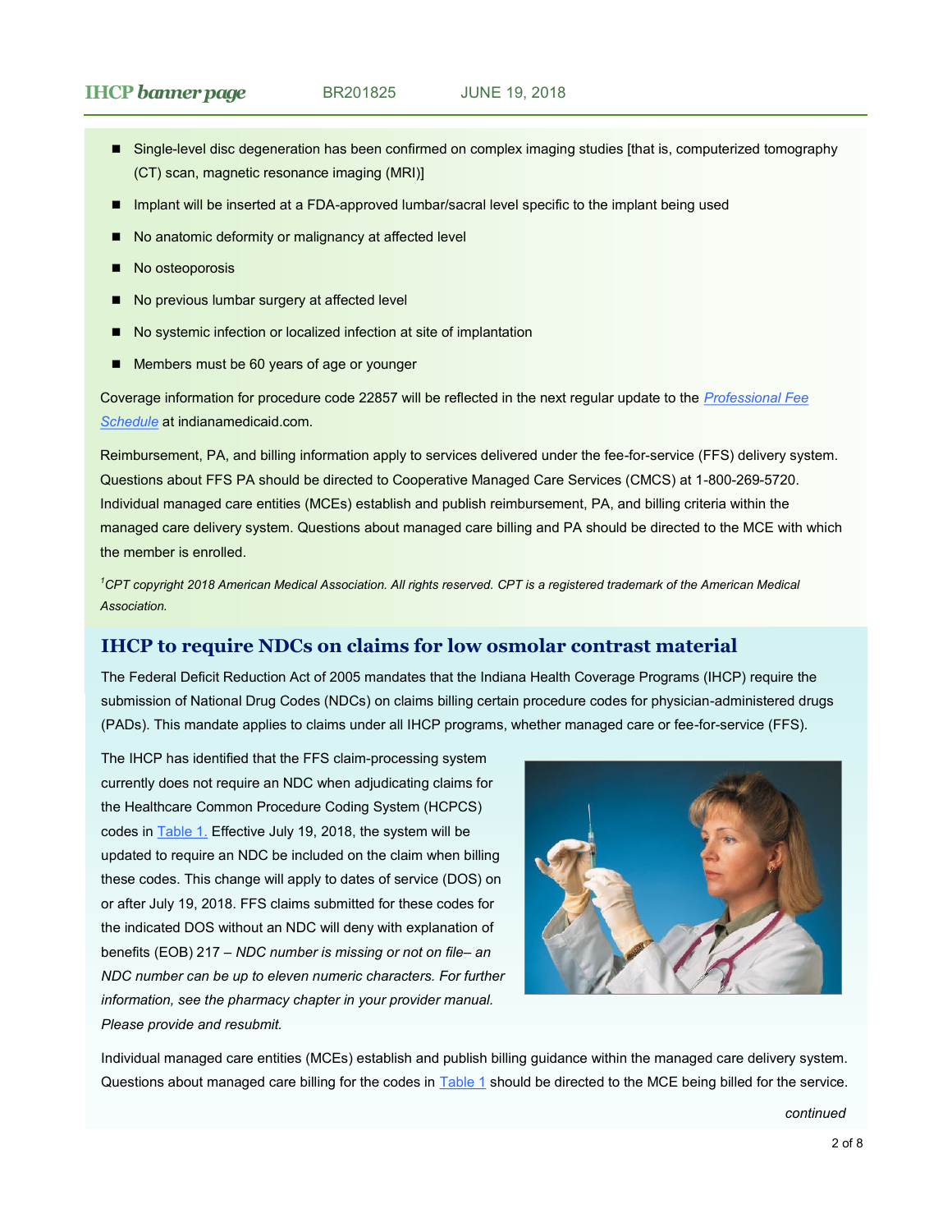- Single-level disc degeneration has been confirmed on complex imaging studies [that is, computerized tomography (CT) scan, magnetic resonance imaging (MRI)]
- Implant will be inserted at a FDA-approved lumbar/sacral level specific to the implant being used
- No anatomic deformity or malignancy at affected level
- No osteoporosis
- No previous lumbar surgery at affected level
- No systemic infection or localized infection at site of implantation
- Members must be 60 years of age or younger

Coverage information for procedure code 22857 will be reflected in the next regular update to the *Professional Fee Schedule* at indianamedicaid.com.

Reimbursement, PA, and billing information apply to services delivered under the fee-for-service (FFS) delivery system. Questions about FFS PA should be directed to Cooperative Managed Care Services (CMCS) at 1-800-269-5720. Individual managed care entities (MCEs) establish and publish reimbursement, PA, and billing criteria within the managed care delivery system. Questions about managed care billing and PA should be directed to the MCE with which the member is enrolled.

*[1]CPT copyright 2018 American Medical Association. All rights reserved. CPT is a registered trademark of the American Medical Association.*

## IHCP to require NDCs on claims for low osmolar contrast material

The Federal Deficit Reduction Act of 2005 mandates that the Indiana Health Coverage Programs (IHCP) require the submission of National Drug Codes (NDCs) on claims billing certain procedure codes for physician-administered drugs (PADs). This mandate applies to claims under all IHCP programs, whether managed care or fee-for-service (FFS).

The IHCP has identified that the FFS claim-processing system currently does not require an NDC when adjudicating claims for the Healthcare Common Procedure Coding System (HCPCS) codes in Table 1. Effective July 19, 2018, the system will be updated to require an NDC be included on the claim when billing these codes. This change will apply to dates of service (DOS) on or after July 19, 2018. FFS claims submitted for these codes for the indicated DOS without an NDC will deny with explanation of benefits (EOB) 217 – *NDC number is missing or not on file– an NDC number can be up to eleven numeric characters. For further information, see the pharmacy chapter in your provider manual. Please provide and resubmit.*

Individual managed care entities (MCEs) establish and publish billing guidance within the managed care delivery system. Questions about managed care billing for the codes in Table 1 should be directed to the MCE being billed for the service.

*continued*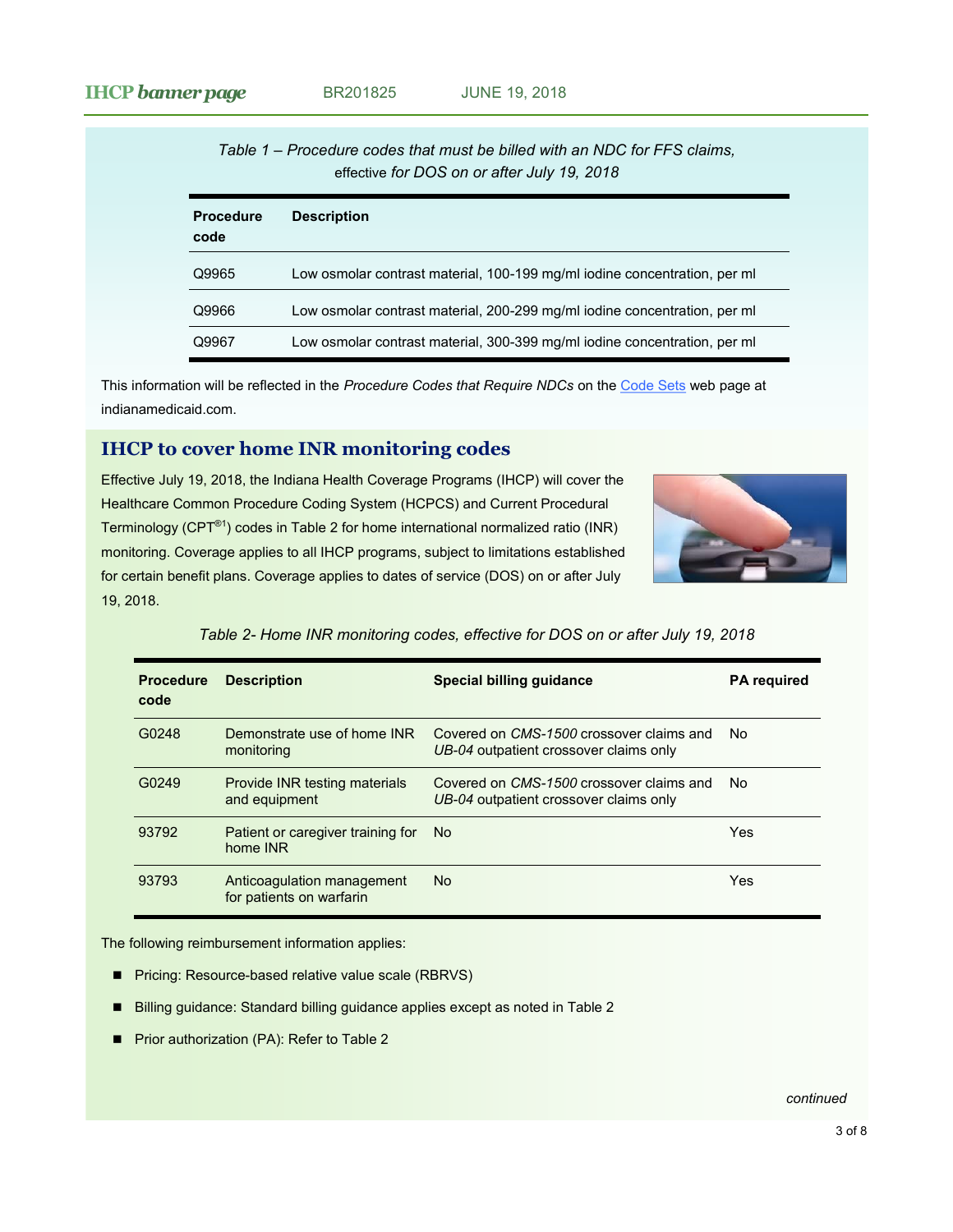*Table 1 – Procedure codes that must be billed with an NDC for FFS claims, effective for DOS on or after July 19, 2018*

| Procedure code | Description |
|---|---|
| Q9965 | Low osmolar contrast material, 100-199 mg/ml iodine concentration, per ml |
| Q9966 | Low osmolar contrast material, 200-299 mg/ml iodine concentration, per ml |
| Q9967 | Low osmolar contrast material, 300-399 mg/ml iodine concentration, per ml |

This information will be reflected in the *Procedure Codes that Require NDCs* on the Code Sets web page at indianamedicaid.com.

## IHCP to cover home INR monitoring codes

Effective July 19, 2018, the Indiana Health Coverage Programs (IHCP) will cover the Healthcare Common Procedure Coding System (HCPCS) and Current Procedural Terminology (CPT®[1]) codes in Table 2 for home international normalized ratio (INR) monitoring. Coverage applies to all IHCP programs, subject to limitations established for certain benefit plans. Coverage applies to dates of service (DOS) on or after July 19, 2018.

*Table 2- Home INR monitoring codes, effective for DOS on or after July 19, 2018*

| Procedure code | Description | Special billing guidance | PA required |
|---|---|---|---|
| G0248 | Demonstrate use of home INR monitoring | Covered on *CMS-1500* crossover claims and *UB-04* outpatient crossover claims only | No |
| G0249 | Provide INR testing materials and equipment | Covered on *CMS-1500* crossover claims and *UB-04* outpatient crossover claims only | No |
| 93792 | Patient or caregiver training for home INR | No | Yes |
| 93793 | Anticoagulation management for patients on warfarin | No | Yes |

The following reimbursement information applies:

- Pricing: Resource-based relative value scale (RBRVS)
- Billing guidance: Standard billing guidance applies except as noted in Table 2
- Prior authorization (PA): Refer to Table 2

*continued*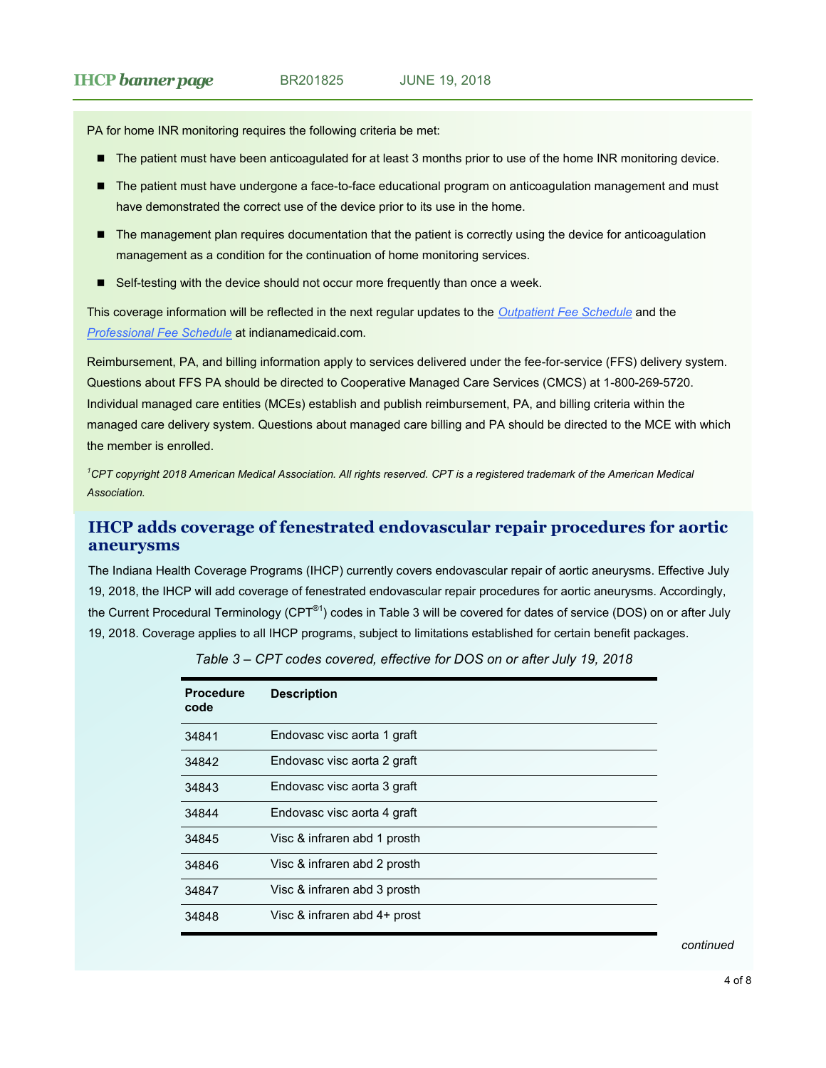PA for home INR monitoring requires the following criteria be met:

- The patient must have been anticoagulated for at least 3 months prior to use of the home INR monitoring device.
- The patient must have undergone a face-to-face educational program on anticoagulation management and must have demonstrated the correct use of the device prior to its use in the home.
- The management plan requires documentation that the patient is correctly using the device for anticoagulation management as a condition for the continuation of home monitoring services.
- Self-testing with the device should not occur more frequently than once a week.

This coverage information will be reflected in the next regular updates to the *Outpatient Fee Schedule* and the *Professional Fee Schedule* at indianamedicaid.com.

Reimbursement, PA, and billing information apply to services delivered under the fee-for-service (FFS) delivery system. Questions about FFS PA should be directed to Cooperative Managed Care Services (CMCS) at 1-800-269-5720. Individual managed care entities (MCEs) establish and publish reimbursement, PA, and billing criteria within the managed care delivery system. Questions about managed care billing and PA should be directed to the MCE with which the member is enrolled.

*[1]CPT copyright 2018 American Medical Association. All rights reserved. CPT is a registered trademark of the American Medical Association.*

## IHCP adds coverage of fenestrated endovascular repair procedures for aortic aneurysms

The Indiana Health Coverage Programs (IHCP) currently covers endovascular repair of aortic aneurysms. Effective July 19, 2018, the IHCP will add coverage of fenestrated endovascular repair procedures for aortic aneurysms. Accordingly, the Current Procedural Terminology (CPT®[1]) codes in Table 3 will be covered for dates of service (DOS) on or after July 19, 2018. Coverage applies to all IHCP programs, subject to limitations established for certain benefit packages.

*Table 3 – CPT codes covered, effective for DOS on or after July 19, 2018*

| Procedure code | Description |
|---|---|
| 34841 | Endovasc visc aorta 1 graft |
| 34842 | Endovasc visc aorta 2 graft |
| 34843 | Endovasc visc aorta 3 graft |
| 34844 | Endovasc visc aorta 4 graft |
| 34845 | Visc & infraren abd 1 prosth |
| 34846 | Visc & infraren abd 2 prosth |
| 34847 | Visc & infraren abd 3 prosth |
| 34848 | Visc & infraren abd 4+ prost |

*continued*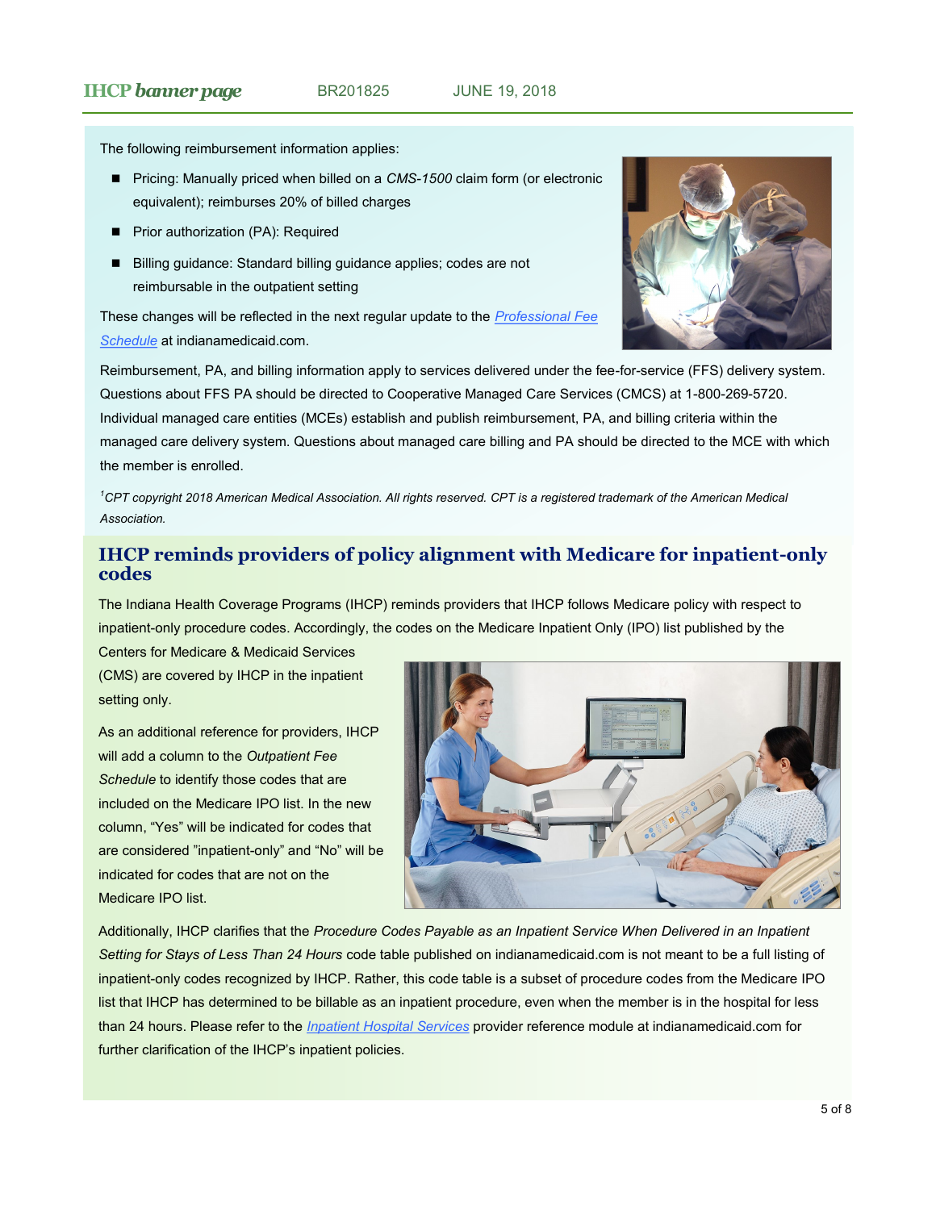The following reimbursement information applies:

- Pricing: Manually priced when billed on a *CMS-1500* claim form (or electronic equivalent); reimburses 20% of billed charges
- Prior authorization (PA): Required
- Billing guidance: Standard billing guidance applies; codes are not reimbursable in the outpatient setting

These changes will be reflected in the next regular update to the *Professional Fee Schedule* at indianamedicaid.com.

Reimbursement, PA, and billing information apply to services delivered under the fee-for-service (FFS) delivery system. Questions about FFS PA should be directed to Cooperative Managed Care Services (CMCS) at 1-800-269-5720. Individual managed care entities (MCEs) establish and publish reimbursement, PA, and billing criteria within the managed care delivery system. Questions about managed care billing and PA should be directed to the MCE with which the member is enrolled.

*[1]CPT copyright 2018 American Medical Association. All rights reserved. CPT is a registered trademark of the American Medical Association.*

## IHCP reminds providers of policy alignment with Medicare for inpatient-only codes

The Indiana Health Coverage Programs (IHCP) reminds providers that IHCP follows Medicare policy with respect to inpatient-only procedure codes. Accordingly, the codes on the Medicare Inpatient Only (IPO) list published by the Centers for Medicare & Medicaid Services (CMS) are covered by IHCP in the inpatient setting only.

As an additional reference for providers, IHCP will add a column to the *Outpatient Fee Schedule* to identify those codes that are included on the Medicare IPO list. In the new column, "Yes" will be indicated for codes that are considered "inpatient-only" and "No" will be indicated for codes that are not on the Medicare IPO list.

Additionally, IHCP clarifies that the *Procedure Codes Payable as an Inpatient Service When Delivered in an Inpatient Setting for Stays of Less Than 24 Hours* code table published on indianamedicaid.com is not meant to be a full listing of inpatient-only codes recognized by IHCP. Rather, this code table is a subset of procedure codes from the Medicare IPO list that IHCP has determined to be billable as an inpatient procedure, even when the member is in the hospital for less than 24 hours. Please refer to the *Inpatient Hospital Services* provider reference module at indianamedicaid.com for further clarification of the IHCP's inpatient policies.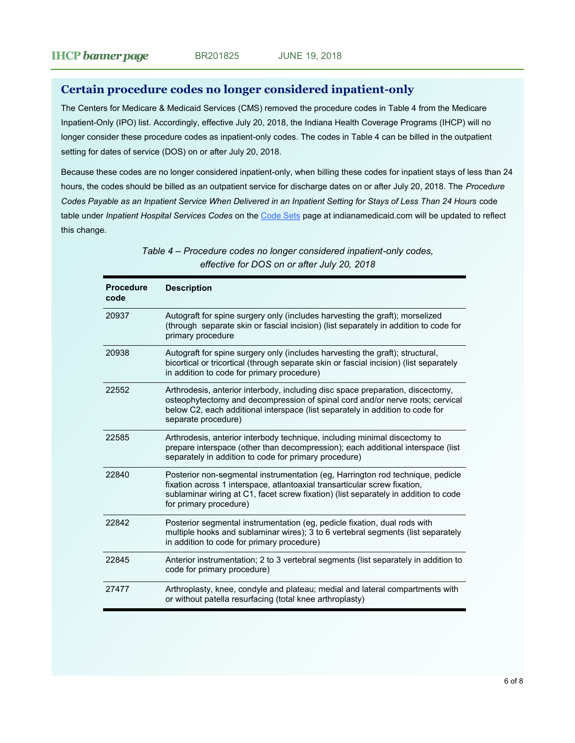## Certain procedure codes no longer considered inpatient-only

The Centers for Medicare & Medicaid Services (CMS) removed the procedure codes in Table 4 from the Medicare Inpatient-Only (IPO) list. Accordingly, effective July 20, 2018, the Indiana Health Coverage Programs (IHCP) will no longer consider these procedure codes as inpatient-only codes. The codes in Table 4 can be billed in the outpatient setting for dates of service (DOS) on or after July 20, 2018.

Because these codes are no longer considered inpatient-only, when billing these codes for inpatient stays of less than 24 hours, the codes should be billed as an outpatient service for discharge dates on or after July 20, 2018. The *Procedure Codes Payable as an Inpatient Service When Delivered in an Inpatient Setting for Stays of Less Than 24 Hours* code table under *Inpatient Hospital Services Codes* on the Code Sets page at indianamedicaid.com will be updated to reflect this change.

*Table 4 – Procedure codes no longer considered inpatient-only codes, effective for DOS on or after July 20, 2018*

| Procedure code | Description |
|---|---|
| 20937 | Autograft for spine surgery only (includes harvesting the graft); morselized (through separate skin or fascial incision) (list separately in addition to code for primary procedure |
| 20938 | Autograft for spine surgery only (includes harvesting the graft); structural, bicortical or tricortical (through separate skin or fascial incision) (list separately in addition to code for primary procedure) |
| 22552 | Arthrodesis, anterior interbody, including disc space preparation, discectomy, osteophytectomy and decompression of spinal cord and/or nerve roots; cervical below C2, each additional interspace (list separately in addition to code for separate procedure) |
| 22585 | Arthrodesis, anterior interbody technique, including minimal discectomy to prepare interspace (other than decompression); each additional interspace (list separately in addition to code for primary procedure) |
| 22840 | Posterior non-segmental instrumentation (eg, Harrington rod technique, pedicle fixation across 1 interspace, atlantoaxial transarticular screw fixation, sublaminar wiring at C1, facet screw fixation) (list separately in addition to code for primary procedure) |
| 22842 | Posterior segmental instrumentation (eg, pedicle fixation, dual rods with multiple hooks and sublaminar wires); 3 to 6 vertebral segments (list separately in addition to code for primary procedure) |
| 22845 | Anterior instrumentation; 2 to 3 vertebral segments (list separately in addition to code for primary procedure) |
| 27477 | Arthroplasty, knee, condyle and plateau; medial and lateral compartments with or without patella resurfacing (total knee arthroplasty) |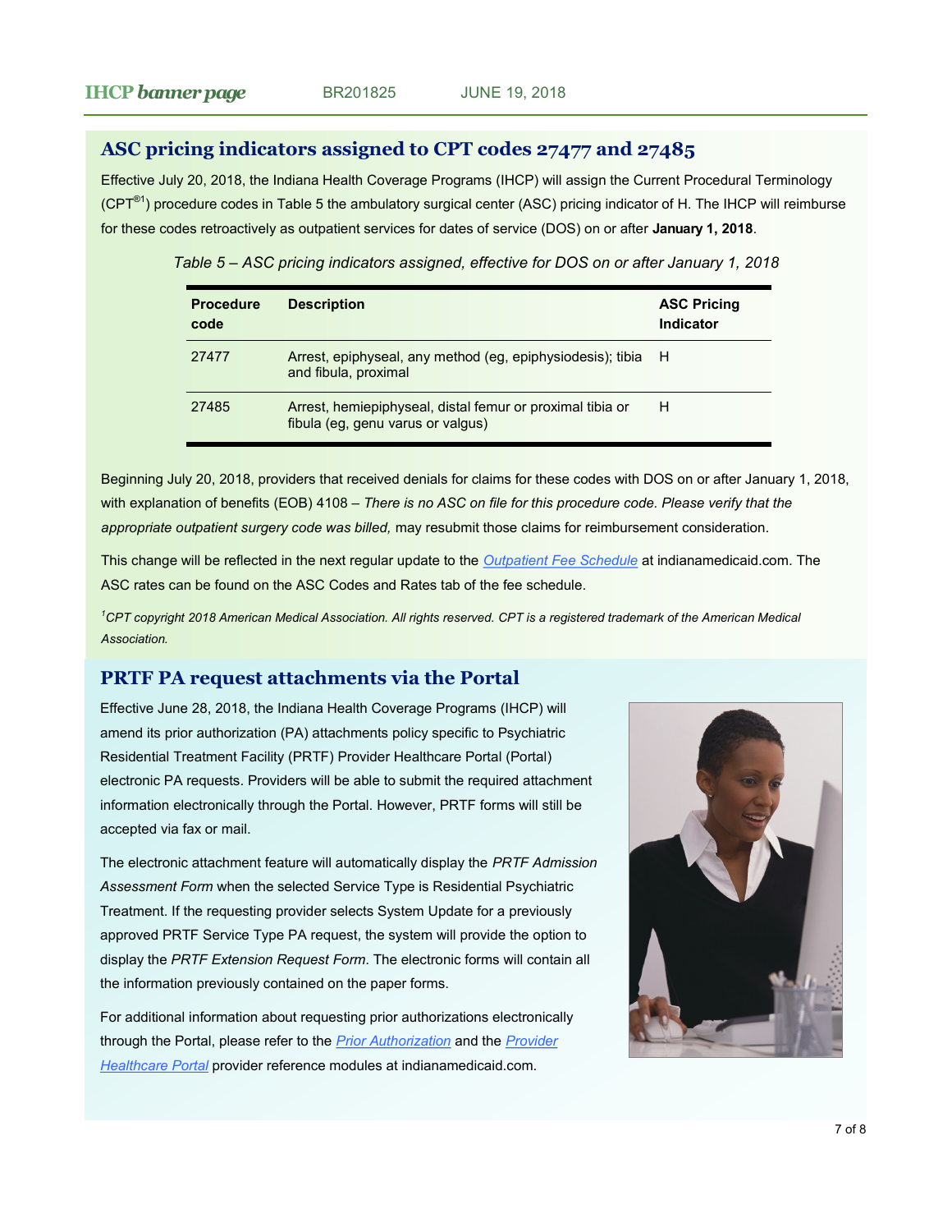## ASC pricing indicators assigned to CPT codes 27477 and 27485

Effective July 20, 2018, the Indiana Health Coverage Programs (IHCP) will assign the Current Procedural Terminology (CPT®[1]) procedure codes in Table 5 the ambulatory surgical center (ASC) pricing indicator of H. The IHCP will reimburse for these codes retroactively as outpatient services for dates of service (DOS) on or after **January 1, 2018**.

*Table 5 – ASC pricing indicators assigned, effective for DOS on or after January 1, 2018*

| Procedure code | Description | ASC Pricing Indicator |
|---|---|---|
| 27477 | Arrest, epiphyseal, any method (eg, epiphysiodesis); tibia and fibula, proximal | H |
| 27485 | Arrest, hemiepiphyseal, distal femur or proximal tibia or fibula (eg, genu varus or valgus) | H |

Beginning July 20, 2018, providers that received denials for claims for these codes with DOS on or after January 1, 2018, with explanation of benefits (EOB) 4108 – *There is no ASC on file for this procedure code. Please verify that the appropriate outpatient surgery code was billed,* may resubmit those claims for reimbursement consideration.

This change will be reflected in the next regular update to the *Outpatient Fee Schedule* at indianamedicaid.com. The ASC rates can be found on the ASC Codes and Rates tab of the fee schedule.

*[1]CPT copyright 2018 American Medical Association. All rights reserved. CPT is a registered trademark of the American Medical Association.*

## PRTF PA request attachments via the Portal

Effective June 28, 2018, the Indiana Health Coverage Programs (IHCP) will amend its prior authorization (PA) attachments policy specific to Psychiatric Residential Treatment Facility (PRTF) Provider Healthcare Portal (Portal) electronic PA requests. Providers will be able to submit the required attachment information electronically through the Portal. However, PRTF forms will still be accepted via fax or mail.

The electronic attachment feature will automatically display the *PRTF Admission Assessment Form* when the selected Service Type is Residential Psychiatric Treatment. If the requesting provider selects System Update for a previously approved PRTF Service Type PA request, the system will provide the option to display the *PRTF Extension Request Form*. The electronic forms will contain all the information previously contained on the paper forms.

For additional information about requesting prior authorizations electronically through the Portal, please refer to the *Prior Authorization* and the *Provider Healthcare Portal* provider reference modules at indianamedicaid.com.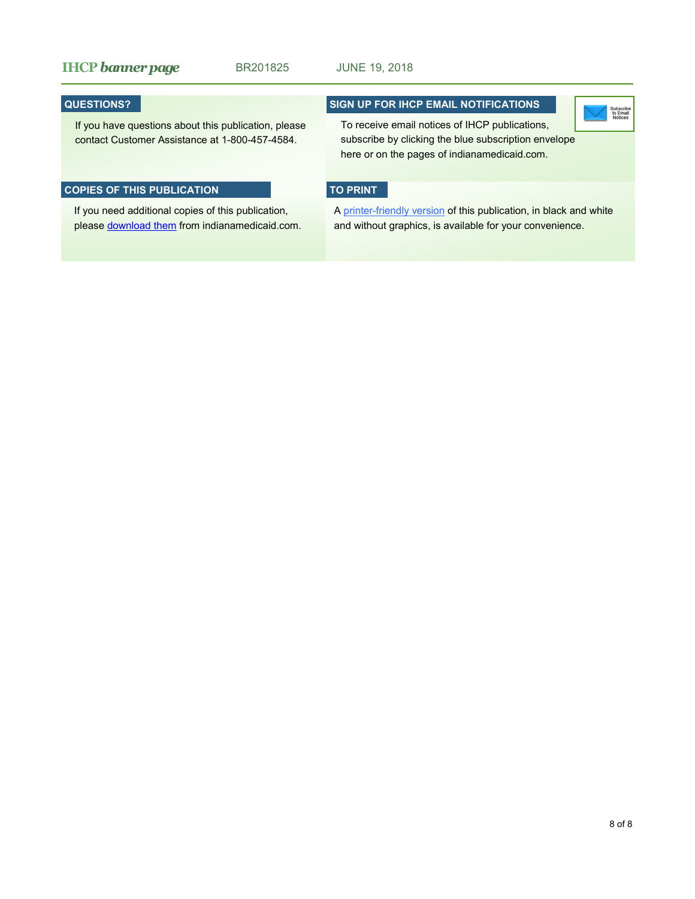**IHCP banner page** BR201825 JUNE 19, 2018

## QUESTIONS?

If you have questions about this publication, please contact Customer Assistance at 1-800-457-4584.

## SIGN UP FOR IHCP EMAIL NOTIFICATIONS

To receive email notices of IHCP publications, subscribe by clicking the blue subscription envelope here or on the pages of indianamedicaid.com.

## COPIES OF THIS PUBLICATION

If you need additional copies of this publication, please download them from indianamedicaid.com.

## TO PRINT

A printer-friendly version of this publication, in black and white and without graphics, is available for your convenience.